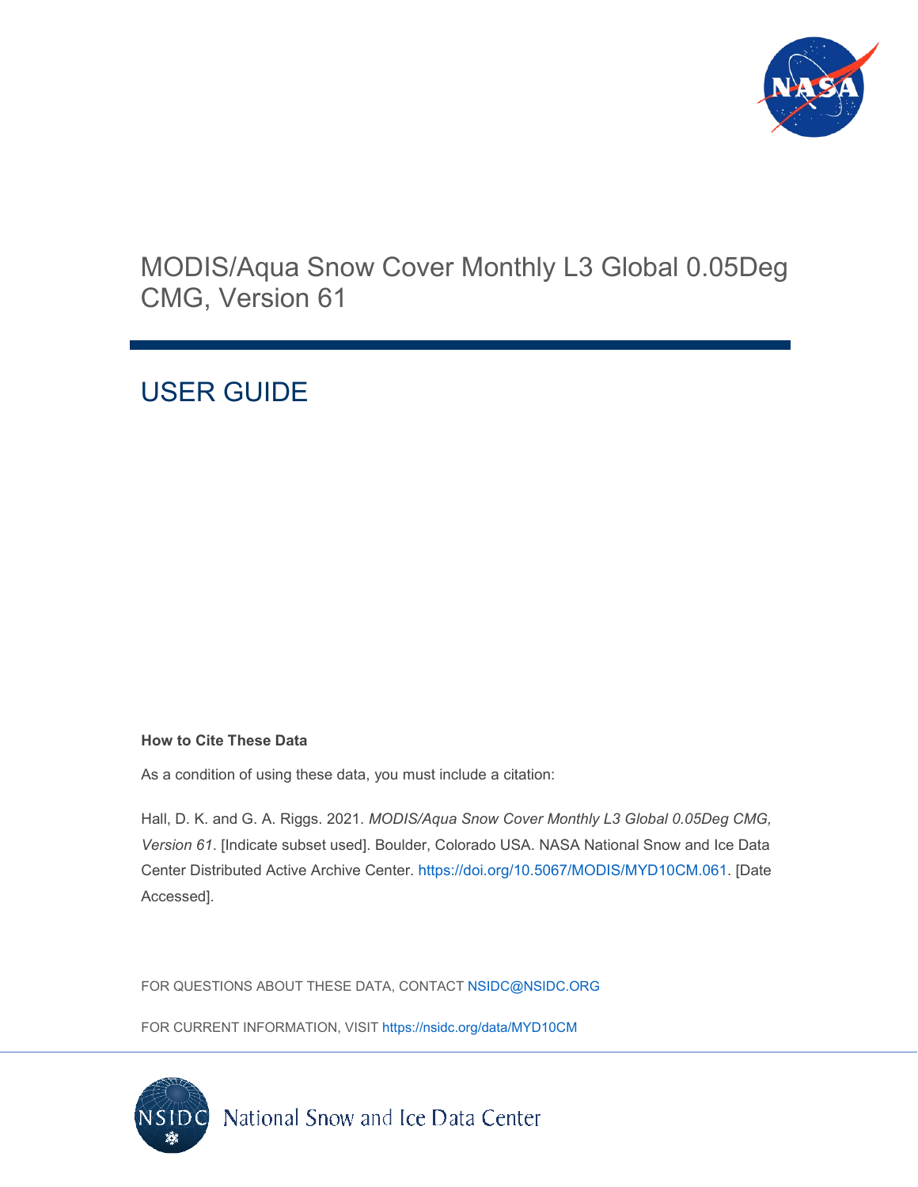# MODIS/Aqua Snow Cover Monthly L3 Global 0.05Deg CMG, Version 61

## USER GUIDE

**How to Cite These Data**

As a condition of using these data, you must include a citation:

Hall, D. K. and G. A. Riggs. 2021. *MODIS/Aqua Snow Cover Monthly L3 Global 0.05Deg CMG, Version 61*. [Indicate subset used]. Boulder, Colorado USA. NASA National Snow and Ice Data Center Distributed Active Archive Center. https://doi.org/10.5067/MODIS/MYD10CM.061. [Date Accessed].

FOR QUESTIONS ABOUT THESE DATA, CONTACT NSIDC@NSIDC.ORG

FOR CURRENT INFORMATION, VISIT https://nsidc.org/data/MYD10CM

National Snow and Ice Data Center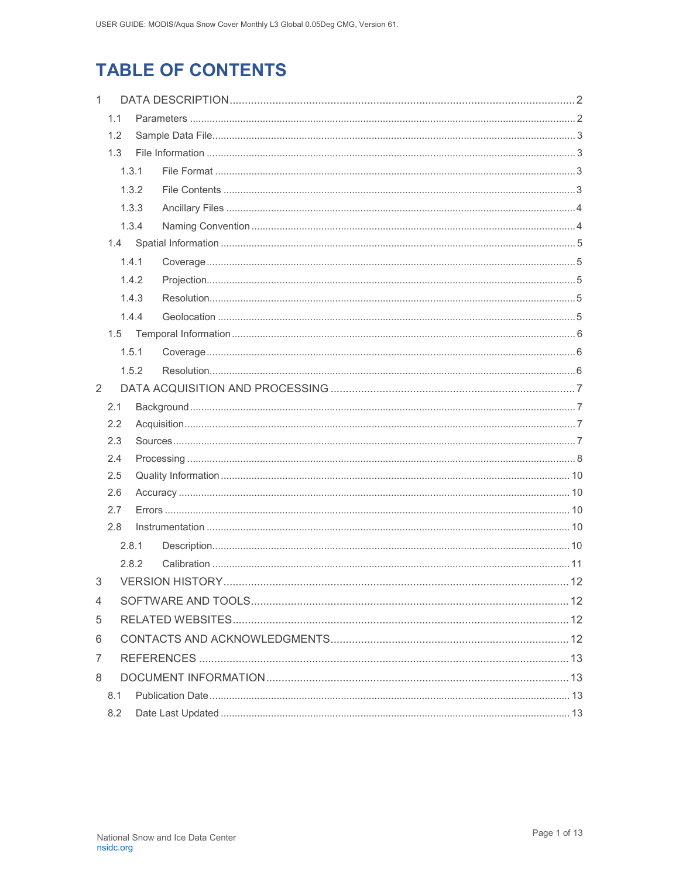# TABLE OF CONTENTS

1 DATA DESCRIPTION ... 2
  1.1 Parameters ... 2
  1.2 Sample Data File ... 3
  1.3 File Information ... 3
    1.3.1 File Format ... 3
    1.3.2 File Contents ... 3
    1.3.3 Ancillary Files ... 4
    1.3.4 Naming Convention ... 4
  1.4 Spatial Information ... 5
    1.4.1 Coverage ... 5
    1.4.2 Projection ... 5
    1.4.3 Resolution ... 5
    1.4.4 Geolocation ... 5
  1.5 Temporal Information ... 6
    1.5.1 Coverage ... 6
    1.5.2 Resolution ... 6
2 DATA ACQUISITION AND PROCESSING ... 7
  2.1 Background ... 7
  2.2 Acquisition ... 7
  2.3 Sources ... 7
  2.4 Processing ... 8
  2.5 Quality Information ... 10
  2.6 Accuracy ... 10
  2.7 Errors ... 10
  2.8 Instrumentation ... 10
    2.8.1 Description ... 10
    2.8.2 Calibration ... 11
3 VERSION HISTORY ... 12
4 SOFTWARE AND TOOLS ... 12
5 RELATED WEBSITES ... 12
6 CONTACTS AND ACKNOWLEDGMENTS ... 12
7 REFERENCES ... 13
8 DOCUMENT INFORMATION ... 13
  8.1 Publication Date ... 13
  8.2 Date Last Updated ... 13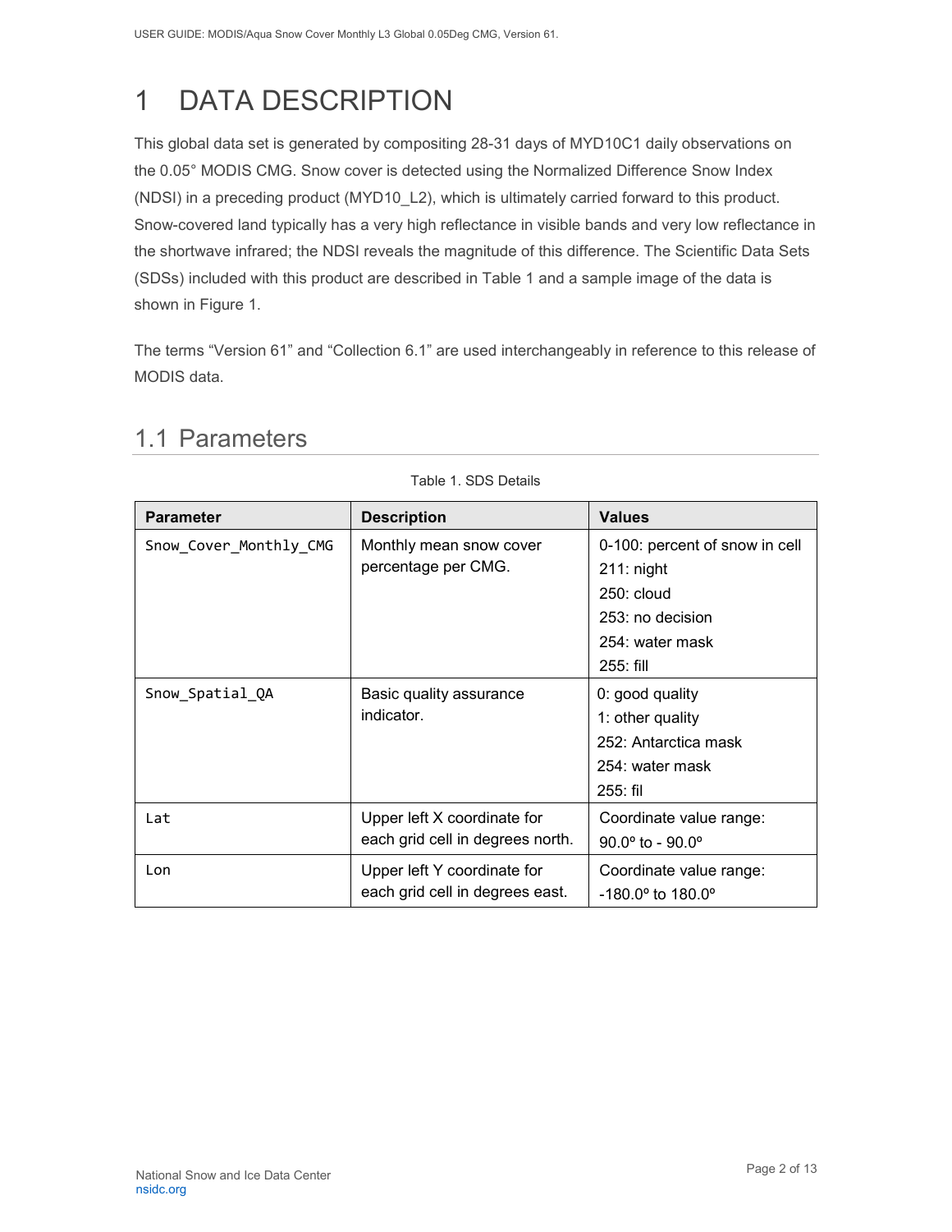# 1 DATA DESCRIPTION

This global data set is generated by compositing 28-31 days of MYD10C1 daily observations on the 0.05° MODIS CMG. Snow cover is detected using the Normalized Difference Snow Index (NDSI) in a preceding product (MYD10_L2), which is ultimately carried forward to this product. Snow-covered land typically has a very high reflectance in visible bands and very low reflectance in the shortwave infrared; the NDSI reveals the magnitude of this difference. The Scientific Data Sets (SDSs) included with this product are described in Table 1 and a sample image of the data is shown in Figure 1.

The terms "Version 61" and "Collection 6.1" are used interchangeably in reference to this release of MODIS data.

## 1.1 Parameters

Table 1. SDS Details

| Parameter | Description | Values |
|---|---|---|
| `Snow_Cover_Monthly_CMG` | Monthly mean snow cover percentage per CMG. | 0-100: percent of snow in cell<br>211: night<br>250: cloud<br>253: no decision<br>254: water mask<br>255: fill |
| `Snow_Spatial_QA` | Basic quality assurance indicator. | 0: good quality<br>1: other quality<br>252: Antarctica mask<br>254: water mask<br>255: fil |
| `Lat` | Upper left X coordinate for each grid cell in degrees north. | Coordinate value range:<br>90.0º to - 90.0º |
| `Lon` | Upper left Y coordinate for each grid cell in degrees east. | Coordinate value range:<br>-180.0º to 180.0º |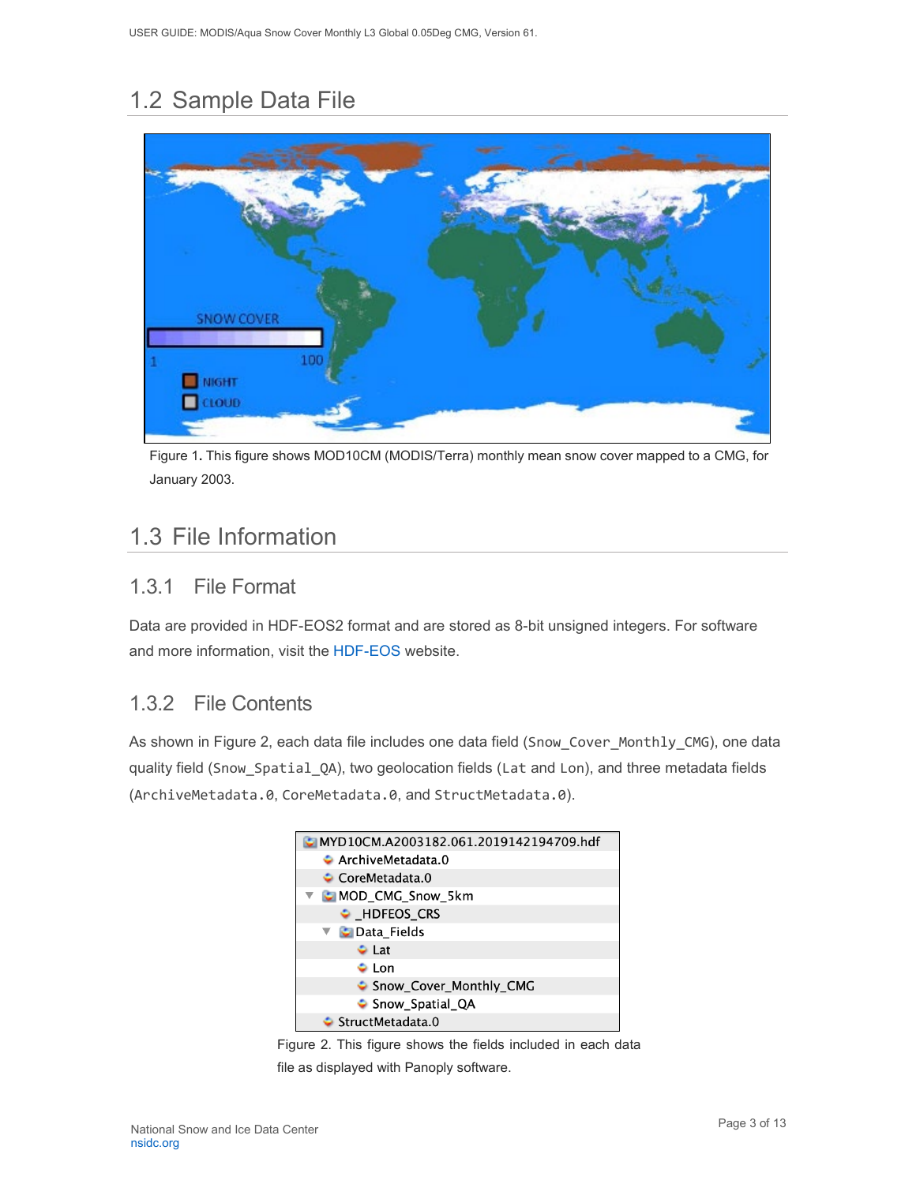## 1.2 Sample Data File

Figure 1. This figure shows MOD10CM (MODIS/Terra) monthly mean snow cover mapped to a CMG, for January 2003.

## 1.3 File Information

### 1.3.1 File Format

Data are provided in HDF-EOS2 format and are stored as 8-bit unsigned integers. For software and more information, visit the HDF-EOS website.

### 1.3.2 File Contents

As shown in Figure 2, each data file includes one data field (`Snow_Cover_Monthly_CMG`), one data quality field (`Snow_Spatial_QA`), two geolocation fields (`Lat` and `Lon`), and three metadata fields (`ArchiveMetadata.0`, `CoreMetadata.0`, and `StructMetadata.0`).

```
MYD10CM.A2003182.061.2019142194709.hdf
    ArchiveMetadata.0
    CoreMetadata.0
  ▼ MOD_CMG_Snow_5km
        _HDFEOS_CRS
      ▼ Data_Fields
            Lat
            Lon
            Snow_Cover_Monthly_CMG
            Snow_Spatial_QA
    StructMetadata.0
```

Figure 2. This figure shows the fields included in each data file as displayed with Panoply software.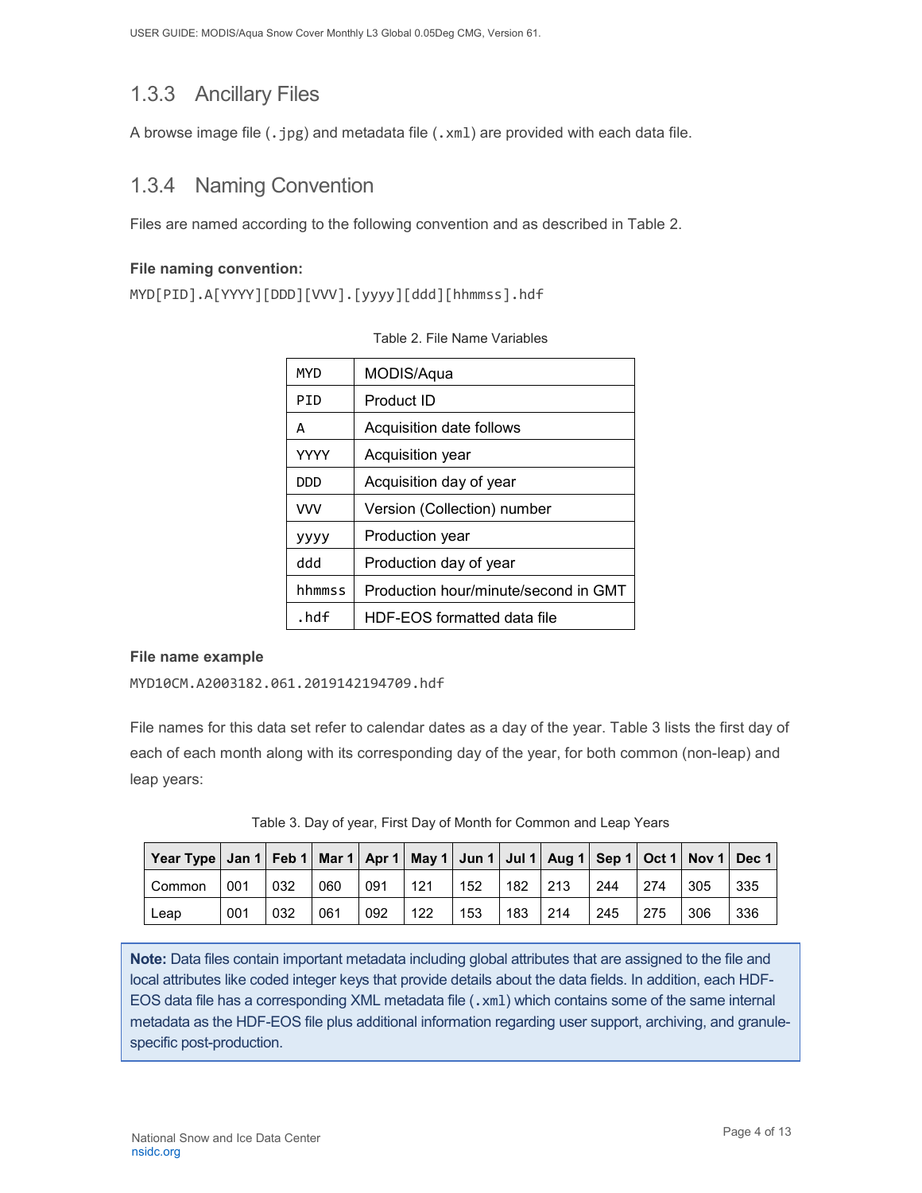### 1.3.3 Ancillary Files

A browse image file (`.jpg`) and metadata file (`.xml`) are provided with each data file.

### 1.3.4 Naming Convention

Files are named according to the following convention and as described in Table 2.

**File naming convention:**

`MYD[PID].A[YYYY][DDD][VVV].[yyyy][ddd][hhmmss].hdf`

Table 2. File Name Variables

| | |
|---|---|
| MYD | MODIS/Aqua |
| PID | Product ID |
| A | Acquisition date follows |
| YYYY | Acquisition year |
| DDD | Acquisition day of year |
| VVV | Version (Collection) number |
| yyyy | Production year |
| ddd | Production day of year |
| hhmmss | Production hour/minute/second in GMT |
| .hdf | HDF-EOS formatted data file |

**File name example**

`MYD10CM.A2003182.061.2019142194709.hdf`

File names for this data set refer to calendar dates as a day of the year. Table 3 lists the first day of each of each month along with its corresponding day of the year, for both common (non-leap) and leap years:

Table 3. Day of year, First Day of Month for Common and Leap Years

| Year Type | Jan 1 | Feb 1 | Mar 1 | Apr 1 | May 1 | Jun 1 | Jul 1 | Aug 1 | Sep 1 | Oct 1 | Nov 1 | Dec 1 |
|---|---|---|---|---|---|---|---|---|---|---|---|---|
| Common | 001 | 032 | 060 | 091 | 121 | 152 | 182 | 213 | 244 | 274 | 305 | 335 |
| Leap | 001 | 032 | 061 | 092 | 122 | 153 | 183 | 214 | 245 | 275 | 306 | 336 |

**Note:** Data files contain important metadata including global attributes that are assigned to the file and local attributes like coded integer keys that provide details about the data fields. In addition, each HDF-EOS data file has a corresponding XML metadata file (`.xml`) which contains some of the same internal metadata as the HDF-EOS file plus additional information regarding user support, archiving, and granule-specific post-production.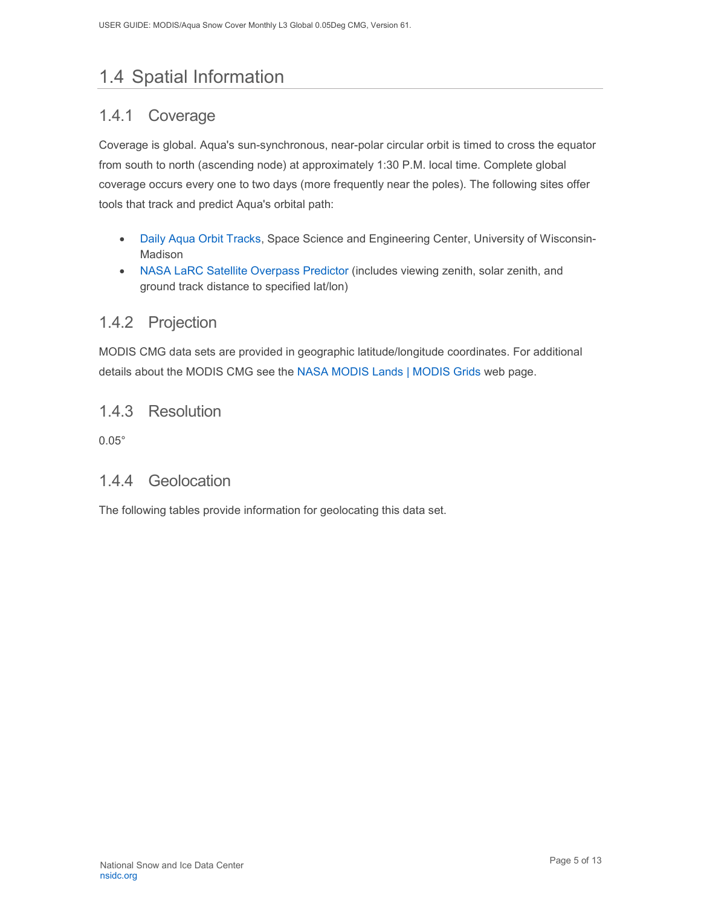## 1.4 Spatial Information

### 1.4.1 Coverage

Coverage is global. Aqua's sun-synchronous, near-polar circular orbit is timed to cross the equator from south to north (ascending node) at approximately 1:30 P.M. local time. Complete global coverage occurs every one to two days (more frequently near the poles). The following sites offer tools that track and predict Aqua's orbital path:

- Daily Aqua Orbit Tracks, Space Science and Engineering Center, University of Wisconsin-Madison
- NASA LaRC Satellite Overpass Predictor (includes viewing zenith, solar zenith, and ground track distance to specified lat/lon)

### 1.4.2 Projection

MODIS CMG data sets are provided in geographic latitude/longitude coordinates. For additional details about the MODIS CMG see the NASA MODIS Lands | MODIS Grids web page.

### 1.4.3 Resolution

0.05°

### 1.4.4 Geolocation

The following tables provide information for geolocating this data set.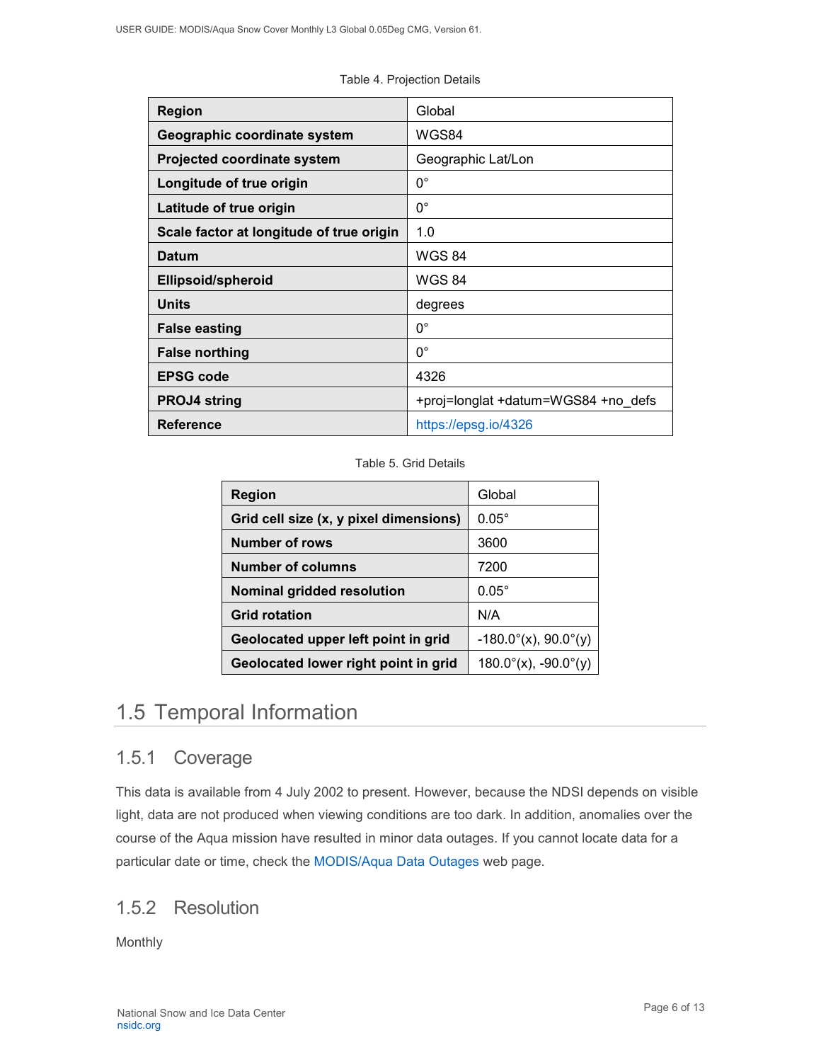Table 4. Projection Details

| Region | Global |
|---|---|
| Geographic coordinate system | WGS84 |
| Projected coordinate system | Geographic Lat/Lon |
| Longitude of true origin | 0° |
| Latitude of true origin | 0° |
| Scale factor at longitude of true origin | 1.0 |
| Datum | WGS 84 |
| Ellipsoid/spheroid | WGS 84 |
| Units | degrees |
| False easting | 0° |
| False northing | 0° |
| EPSG code | 4326 |
| PROJ4 string | +proj=longlat +datum=WGS84 +no_defs |
| Reference | https://epsg.io/4326 |

Table 5. Grid Details

| Region | Global |
|---|---|
| Grid cell size (x, y pixel dimensions) | 0.05° |
| Number of rows | 3600 |
| Number of columns | 7200 |
| Nominal gridded resolution | 0.05° |
| Grid rotation | N/A |
| Geolocated upper left point in grid | -180.0°(x), 90.0°(y) |
| Geolocated lower right point in grid | 180.0°(x), -90.0°(y) |

## 1.5 Temporal Information

### 1.5.1 Coverage

This data is available from 4 July 2002 to present. However, because the NDSI depends on visible light, data are not produced when viewing conditions are too dark. In addition, anomalies over the course of the Aqua mission have resulted in minor data outages. If you cannot locate data for a particular date or time, check the MODIS/Aqua Data Outages web page.

### 1.5.2 Resolution

Monthly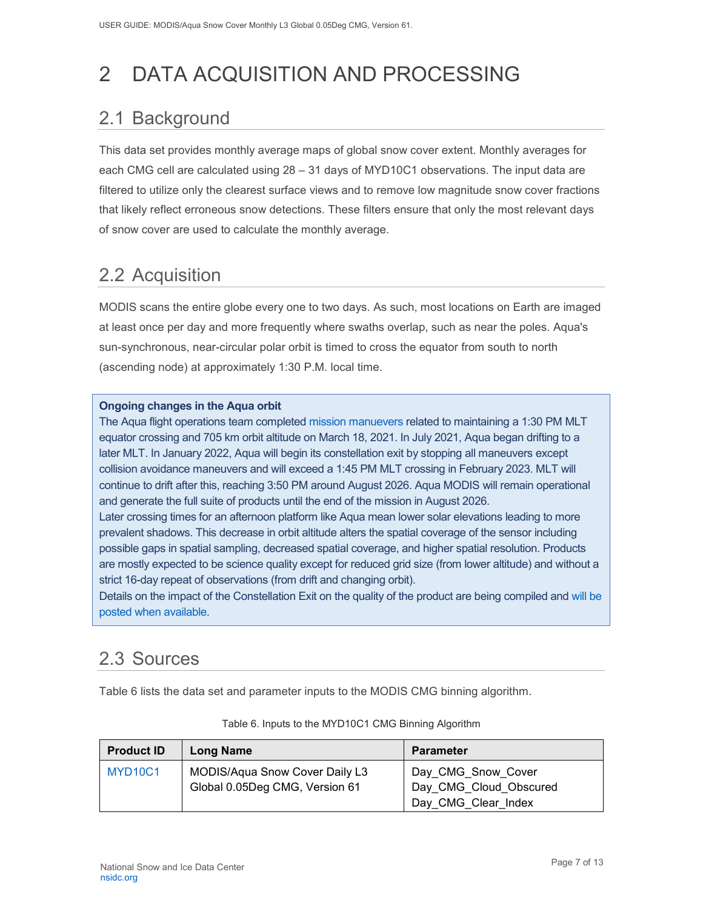# 2 DATA ACQUISITION AND PROCESSING

## 2.1 Background

This data set provides monthly average maps of global snow cover extent. Monthly averages for each CMG cell are calculated using 28 – 31 days of MYD10C1 observations. The input data are filtered to utilize only the clearest surface views and to remove low magnitude snow cover fractions that likely reflect erroneous snow detections. These filters ensure that only the most relevant days of snow cover are used to calculate the monthly average.

## 2.2 Acquisition

MODIS scans the entire globe every one to two days. As such, most locations on Earth are imaged at least once per day and more frequently where swaths overlap, such as near the poles. Aqua's sun-synchronous, near-circular polar orbit is timed to cross the equator from south to north (ascending node) at approximately 1:30 P.M. local time.

**Ongoing changes in the Aqua orbit**

The Aqua flight operations team completed mission manuevers related to maintaining a 1:30 PM MLT equator crossing and 705 km orbit altitude on March 18, 2021. In July 2021, Aqua began drifting to a later MLT. In January 2022, Aqua will begin its constellation exit by stopping all maneuvers except collision avoidance maneuvers and will exceed a 1:45 PM MLT crossing in February 2023. MLT will continue to drift after this, reaching 3:50 PM around August 2026. Aqua MODIS will remain operational and generate the full suite of products until the end of the mission in August 2026.

Later crossing times for an afternoon platform like Aqua mean lower solar elevations leading to more prevalent shadows. This decrease in orbit altitude alters the spatial coverage of the sensor including possible gaps in spatial sampling, decreased spatial coverage, and higher spatial resolution. Products are mostly expected to be science quality except for reduced grid size (from lower altitude) and without a strict 16-day repeat of observations (from drift and changing orbit).

Details on the impact of the Constellation Exit on the quality of the product are being compiled and will be posted when available.

## 2.3 Sources

Table 6 lists the data set and parameter inputs to the MODIS CMG binning algorithm.

Table 6. Inputs to the MYD10C1 CMG Binning Algorithm

| Product ID | Long Name | Parameter |
|---|---|---|
| MYD10C1 | MODIS/Aqua Snow Cover Daily L3 Global 0.05Deg CMG, Version 61 | Day_CMG_Snow_Cover<br>Day_CMG_Cloud_Obscured<br>Day_CMG_Clear_Index |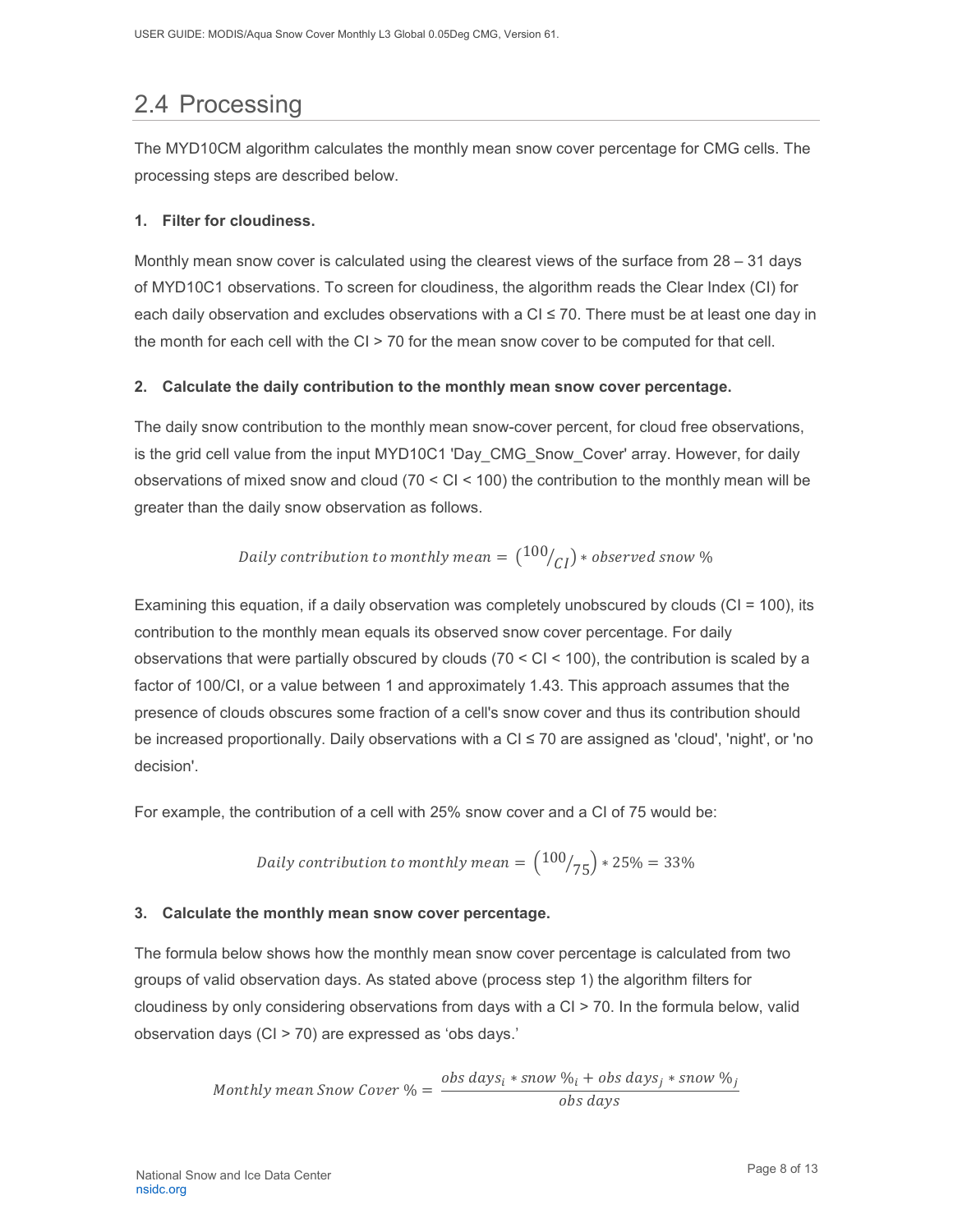## 2.4 Processing

The MYD10CM algorithm calculates the monthly mean snow cover percentage for CMG cells. The processing steps are described below.

**1. Filter for cloudiness.**

Monthly mean snow cover is calculated using the clearest views of the surface from 28 – 31 days of MYD10C1 observations. To screen for cloudiness, the algorithm reads the Clear Index (CI) for each daily observation and excludes observations with a CI ≤ 70. There must be at least one day in the month for each cell with the CI > 70 for the mean snow cover to be computed for that cell.

**2. Calculate the daily contribution to the monthly mean snow cover percentage.**

The daily snow contribution to the monthly mean snow-cover percent, for cloud free observations, is the grid cell value from the input MYD10C1 'Day_CMG_Snow_Cover' array. However, for daily observations of mixed snow and cloud (70 < CI < 100) the contribution to the monthly mean will be greater than the daily snow observation as follows.

$$Daily\ contribution\ to\ monthly\ mean = \left({}^{100}/_{CI}\right) * observed\ snow\ \%$$

Examining this equation, if a daily observation was completely unobscured by clouds (CI = 100), its contribution to the monthly mean equals its observed snow cover percentage. For daily observations that were partially obscured by clouds (70 < CI < 100), the contribution is scaled by a factor of 100/CI, or a value between 1 and approximately 1.43. This approach assumes that the presence of clouds obscures some fraction of a cell's snow cover and thus its contribution should be increased proportionally. Daily observations with a CI ≤ 70 are assigned as 'cloud', 'night', or 'no decision'.

For example, the contribution of a cell with 25% snow cover and a CI of 75 would be:

$$Daily\ contribution\ to\ monthly\ mean = \left({}^{100}/_{75}\right) * 25\% = 33\%$$

**3. Calculate the monthly mean snow cover percentage.**

The formula below shows how the monthly mean snow cover percentage is calculated from two groups of valid observation days. As stated above (process step 1) the algorithm filters for cloudiness by only considering observations from days with a CI > 70. In the formula below, valid observation days (CI > 70) are expressed as 'obs days.'

$$Monthly\ mean\ Snow\ Cover\ \% = \frac{obs\ days_i * snow\ \%_i + obs\ days_j * snow\ \%_j}{obs\ days}$$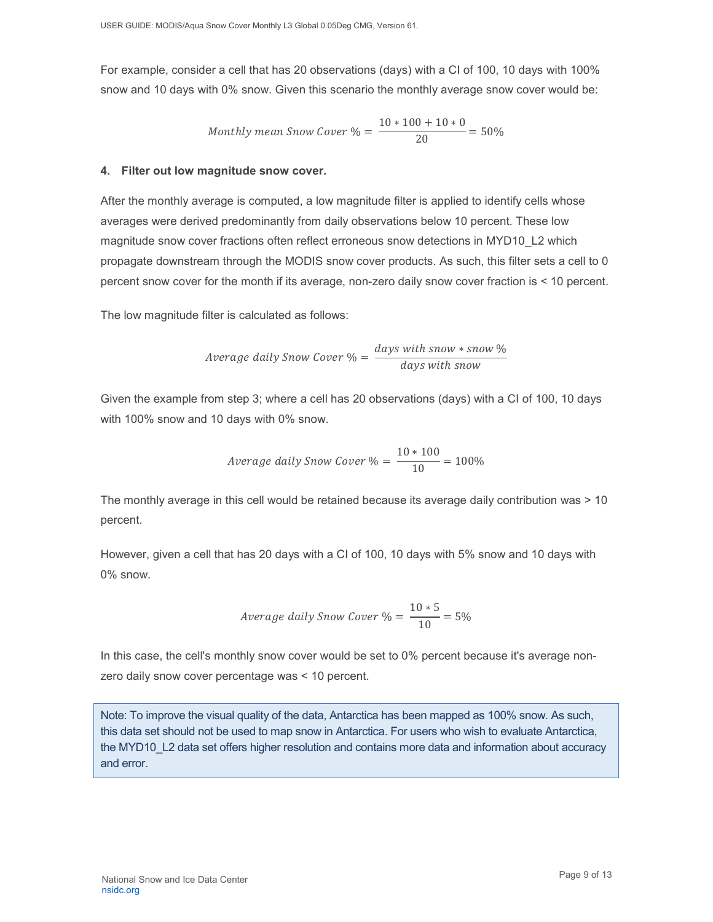For example, consider a cell that has 20 observations (days) with a CI of 100, 10 days with 100% snow and 10 days with 0% snow. Given this scenario the monthly average snow cover would be:

$$Monthly\ mean\ Snow\ Cover\ \% = \frac{10 * 100 + 10 * 0}{20} = 50\%$$

#### 4. Filter out low magnitude snow cover.

After the monthly average is computed, a low magnitude filter is applied to identify cells whose averages were derived predominantly from daily observations below 10 percent. These low magnitude snow cover fractions often reflect erroneous snow detections in MYD10_L2 which propagate downstream through the MODIS snow cover products. As such, this filter sets a cell to 0 percent snow cover for the month if its average, non-zero daily snow cover fraction is < 10 percent.

The low magnitude filter is calculated as follows:

$$Average\ daily\ Snow\ Cover\ \% = \frac{days\ with\ snow * snow\ \%}{days\ with\ snow}$$

Given the example from step 3; where a cell has 20 observations (days) with a CI of 100, 10 days with 100% snow and 10 days with 0% snow.

$$Average\ daily\ Snow\ Cover\ \% = \frac{10 * 100}{10} = 100\%$$

The monthly average in this cell would be retained because its average daily contribution was > 10 percent.

However, given a cell that has 20 days with a CI of 100, 10 days with 5% snow and 10 days with 0% snow.

$$Average\ daily\ Snow\ Cover\ \% = \frac{10 * 5}{10} = 5\%$$

In this case, the cell's monthly snow cover would be set to 0% percent because it's average non-zero daily snow cover percentage was < 10 percent.

> Note: To improve the visual quality of the data, Antarctica has been mapped as 100% snow. As such, this data set should not be used to map snow in Antarctica. For users who wish to evaluate Antarctica, the MYD10_L2 data set offers higher resolution and contains more data and information about accuracy and error.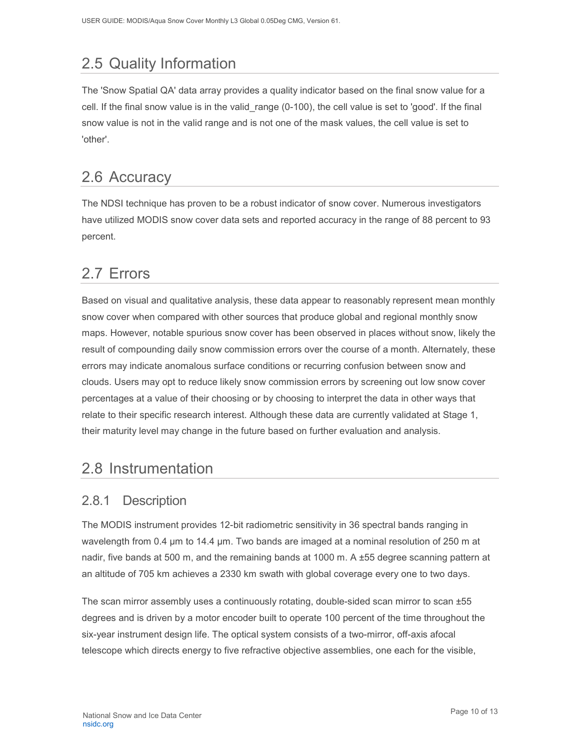## 2.5 Quality Information

The 'Snow Spatial QA' data array provides a quality indicator based on the final snow value for a cell. If the final snow value is in the valid_range (0-100), the cell value is set to 'good'. If the final snow value is not in the valid range and is not one of the mask values, the cell value is set to 'other'.

## 2.6 Accuracy

The NDSI technique has proven to be a robust indicator of snow cover. Numerous investigators have utilized MODIS snow cover data sets and reported accuracy in the range of 88 percent to 93 percent.

## 2.7 Errors

Based on visual and qualitative analysis, these data appear to reasonably represent mean monthly snow cover when compared with other sources that produce global and regional monthly snow maps. However, notable spurious snow cover has been observed in places without snow, likely the result of compounding daily snow commission errors over the course of a month. Alternately, these errors may indicate anomalous surface conditions or recurring confusion between snow and clouds. Users may opt to reduce likely snow commission errors by screening out low snow cover percentages at a value of their choosing or by choosing to interpret the data in other ways that relate to their specific research interest. Although these data are currently validated at Stage 1, their maturity level may change in the future based on further evaluation and analysis.

## 2.8 Instrumentation

### 2.8.1 Description

The MODIS instrument provides 12-bit radiometric sensitivity in 36 spectral bands ranging in wavelength from 0.4 µm to 14.4 µm. Two bands are imaged at a nominal resolution of 250 m at nadir, five bands at 500 m, and the remaining bands at 1000 m. A ±55 degree scanning pattern at an altitude of 705 km achieves a 2330 km swath with global coverage every one to two days.

The scan mirror assembly uses a continuously rotating, double-sided scan mirror to scan ±55 degrees and is driven by a motor encoder built to operate 100 percent of the time throughout the six-year instrument design life. The optical system consists of a two-mirror, off-axis afocal telescope which directs energy to five refractive objective assemblies, one each for the visible,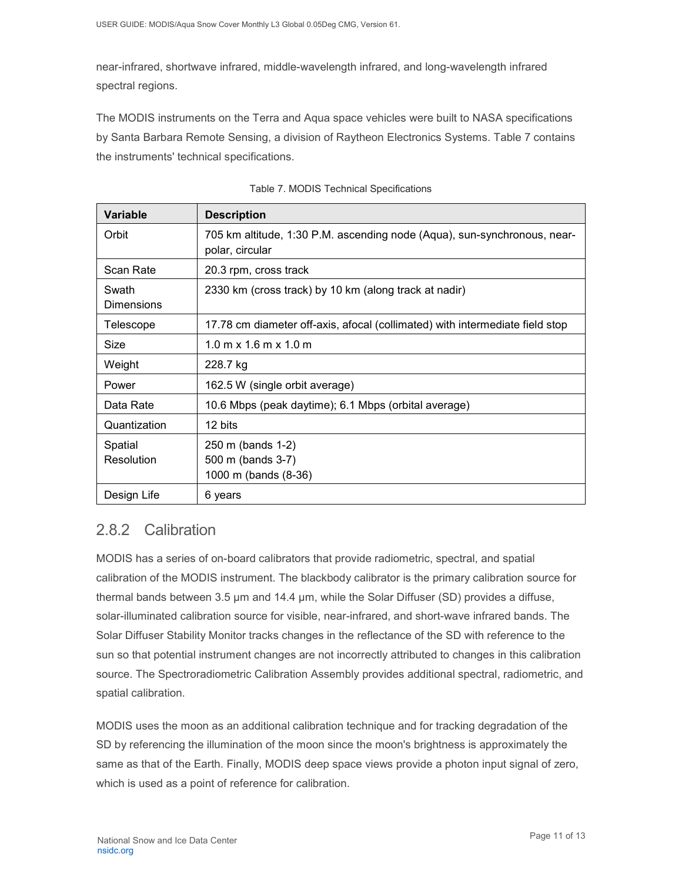near-infrared, shortwave infrared, middle-wavelength infrared, and long-wavelength infrared spectral regions.

The MODIS instruments on the Terra and Aqua space vehicles were built to NASA specifications by Santa Barbara Remote Sensing, a division of Raytheon Electronics Systems. Table 7 contains the instruments' technical specifications.

Table 7. MODIS Technical Specifications

| Variable | Description |
|---|---|
| Orbit | 705 km altitude, 1:30 P.M. ascending node (Aqua), sun-synchronous, near-polar, circular |
| Scan Rate | 20.3 rpm, cross track |
| Swath Dimensions | 2330 km (cross track) by 10 km (along track at nadir) |
| Telescope | 17.78 cm diameter off-axis, afocal (collimated) with intermediate field stop |
| Size | 1.0 m x 1.6 m x 1.0 m |
| Weight | 228.7 kg |
| Power | 162.5 W (single orbit average) |
| Data Rate | 10.6 Mbps (peak daytime); 6.1 Mbps (orbital average) |
| Quantization | 12 bits |
| Spatial Resolution | 250 m (bands 1-2)<br>500 m (bands 3-7)<br>1000 m (bands (8-36) |
| Design Life | 6 years |

## 2.8.2 Calibration

MODIS has a series of on-board calibrators that provide radiometric, spectral, and spatial calibration of the MODIS instrument. The blackbody calibrator is the primary calibration source for thermal bands between 3.5 µm and 14.4 µm, while the Solar Diffuser (SD) provides a diffuse, solar-illuminated calibration source for visible, near-infrared, and short-wave infrared bands. The Solar Diffuser Stability Monitor tracks changes in the reflectance of the SD with reference to the sun so that potential instrument changes are not incorrectly attributed to changes in this calibration source. The Spectroradiometric Calibration Assembly provides additional spectral, radiometric, and spatial calibration.

MODIS uses the moon as an additional calibration technique and for tracking degradation of the SD by referencing the illumination of the moon since the moon's brightness is approximately the same as that of the Earth. Finally, MODIS deep space views provide a photon input signal of zero, which is used as a point of reference for calibration.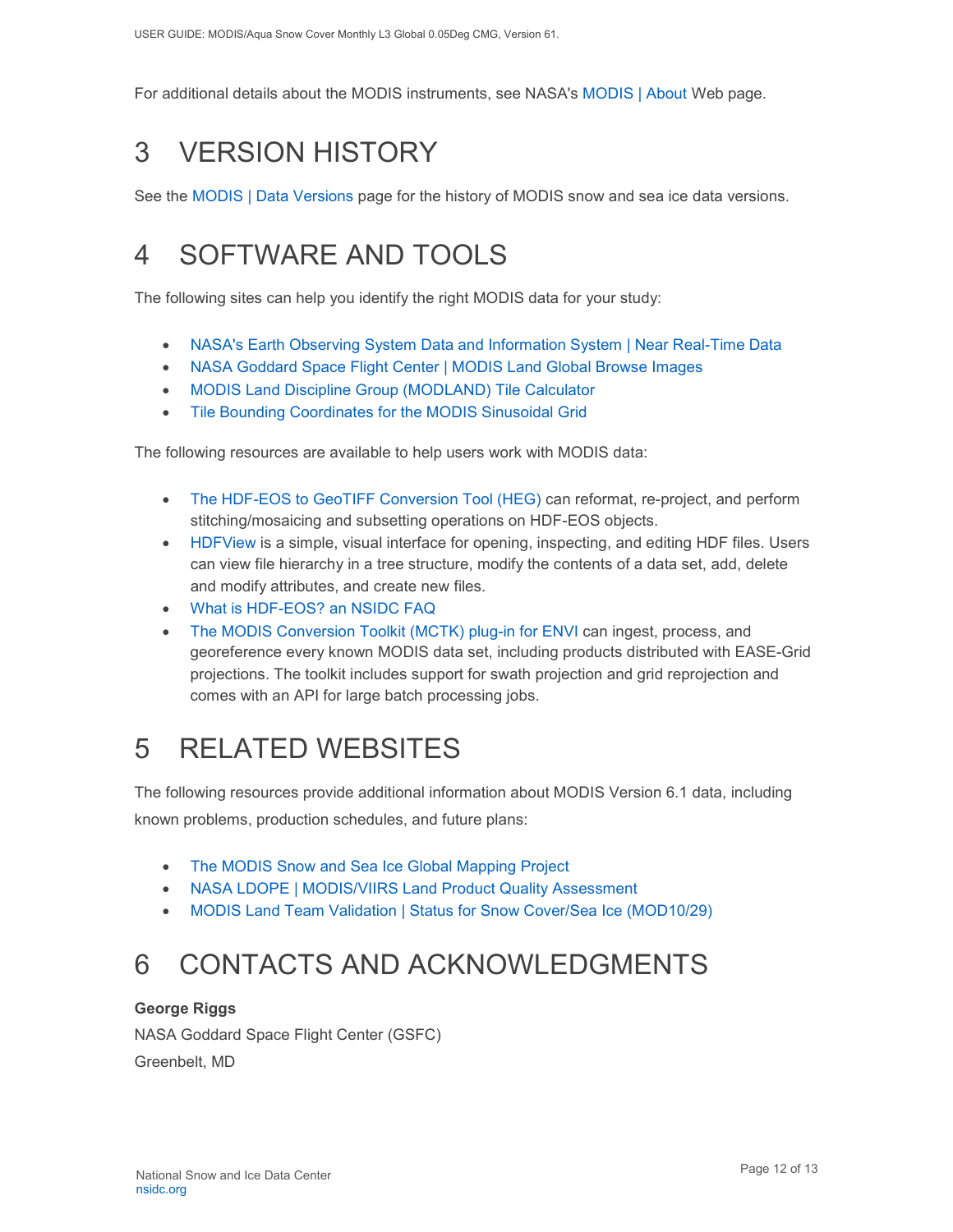For additional details about the MODIS instruments, see NASA's MODIS | About Web page.

# 3 VERSION HISTORY

See the MODIS | Data Versions page for the history of MODIS snow and sea ice data versions.

# 4 SOFTWARE AND TOOLS

The following sites can help you identify the right MODIS data for your study:

- NASA's Earth Observing System Data and Information System | Near Real-Time Data
- NASA Goddard Space Flight Center | MODIS Land Global Browse Images
- MODIS Land Discipline Group (MODLAND) Tile Calculator
- Tile Bounding Coordinates for the MODIS Sinusoidal Grid

The following resources are available to help users work with MODIS data:

- The HDF-EOS to GeoTIFF Conversion Tool (HEG) can reformat, re-project, and perform stitching/mosaicing and subsetting operations on HDF-EOS objects.
- HDFView is a simple, visual interface for opening, inspecting, and editing HDF files. Users can view file hierarchy in a tree structure, modify the contents of a data set, add, delete and modify attributes, and create new files.
- What is HDF-EOS? an NSIDC FAQ
- The MODIS Conversion Toolkit (MCTK) plug-in for ENVI can ingest, process, and georeference every known MODIS data set, including products distributed with EASE-Grid projections. The toolkit includes support for swath projection and grid reprojection and comes with an API for large batch processing jobs.

# 5 RELATED WEBSITES

The following resources provide additional information about MODIS Version 6.1 data, including known problems, production schedules, and future plans:

- The MODIS Snow and Sea Ice Global Mapping Project
- NASA LDOPE | MODIS/VIIRS Land Product Quality Assessment
- MODIS Land Team Validation | Status for Snow Cover/Sea Ice (MOD10/29)

# 6 CONTACTS AND ACKNOWLEDGMENTS

**George Riggs**
NASA Goddard Space Flight Center (GSFC)
Greenbelt, MD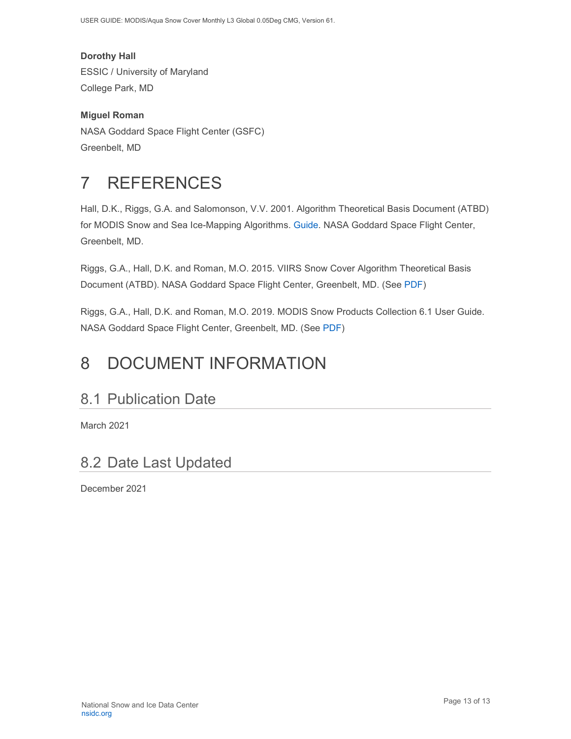**Dorothy Hall**
ESSIC / University of Maryland
College Park, MD

**Miguel Roman**
NASA Goddard Space Flight Center (GSFC)
Greenbelt, MD

# 7 REFERENCES

Hall, D.K., Riggs, G.A. and Salomonson, V.V. 2001. Algorithm Theoretical Basis Document (ATBD) for MODIS Snow and Sea Ice-Mapping Algorithms. Guide. NASA Goddard Space Flight Center, Greenbelt, MD.

Riggs, G.A., Hall, D.K. and Roman, M.O. 2015. VIIRS Snow Cover Algorithm Theoretical Basis Document (ATBD). NASA Goddard Space Flight Center, Greenbelt, MD. (See PDF)

Riggs, G.A., Hall, D.K. and Roman, M.O. 2019. MODIS Snow Products Collection 6.1 User Guide. NASA Goddard Space Flight Center, Greenbelt, MD. (See PDF)

# 8 DOCUMENT INFORMATION

## 8.1 Publication Date

March 2021

## 8.2 Date Last Updated

December 2021